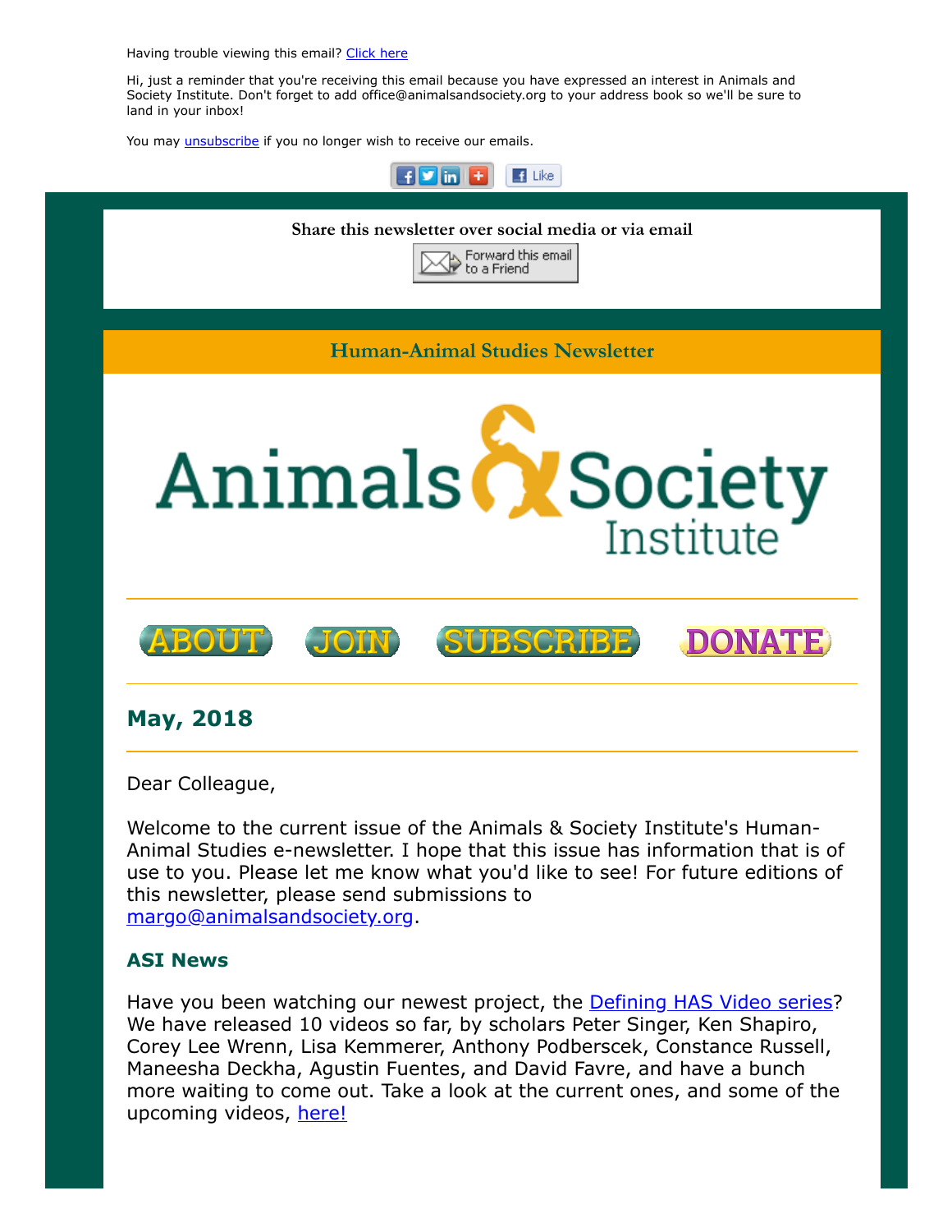Having trouble viewing this email? [Click here]

Hi, just a reminder that you're receiving this email because you have expressed an interest in Animals and Society Institute. Don't forget to add office@animalsandsociety.org to your address book so we'll be sure to land in your inbox!

You may [unsubscribe] if you no longer wish to receive our emails.

**Share this newsletter over social media or via email**

Forward this email to a Friend

## Human-Animal Studies Newsletter

# Animals & Society Institute

ABOUT JOIN SUBSCRIBE DONATE

## May, 2018

Dear Colleague,

Welcome to the current issue of the Animals & Society Institute's Human-Animal Studies e-newsletter. I hope that this issue has information that is of use to you. Please let me know what you'd like to see! For future editions of this newsletter, please send submissions to margo@animalsandsociety.org.

### ASI News

Have you been watching our newest project, the Defining HAS Video series? We have released 10 videos so far, by scholars Peter Singer, Ken Shapiro, Corey Lee Wrenn, Lisa Kemmerer, Anthony Podberscek, Constance Russell, Maneesha Deckha, Agustin Fuentes, and David Favre, and have a bunch more waiting to come out. Take a look at the current ones, and some of the upcoming videos, here!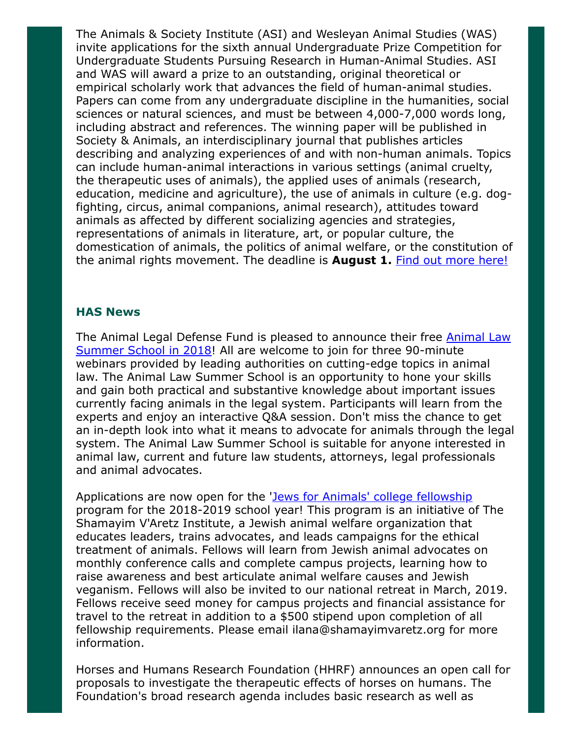The Animals & Society Institute (ASI) and Wesleyan Animal Studies (WAS) invite applications for the sixth annual Undergraduate Prize Competition for Undergraduate Students Pursuing Research in Human-Animal Studies. ASI and WAS will award a prize to an outstanding, original theoretical or empirical scholarly work that advances the field of human-animal studies. Papers can come from any undergraduate discipline in the humanities, social sciences or natural sciences, and must be between 4,000-7,000 words long, including abstract and references. The winning paper will be published in Society & Animals, an interdisciplinary journal that publishes articles describing and analyzing experiences of and with non-human animals. Topics can include human-animal interactions in various settings (animal cruelty, the therapeutic uses of animals), the applied uses of animals (research, education, medicine and agriculture), the use of animals in culture (e.g. dog-fighting, circus, animal companions, animal research), attitudes toward animals as affected by different socializing agencies and strategies, representations of animals in literature, art, or popular culture, the domestication of animals, the politics of animal welfare, or the constitution of the animal rights movement. The deadline is **August 1.** Find out more here!

### HAS News

The Animal Legal Defense Fund is pleased to announce their free Animal Law Summer School in 2018! All are welcome to join for three 90-minute webinars provided by leading authorities on cutting-edge topics in animal law. The Animal Law Summer School is an opportunity to hone your skills and gain both practical and substantive knowledge about important issues currently facing animals in the legal system. Participants will learn from the experts and enjoy an interactive Q&A session. Don't miss the chance to get an in-depth look into what it means to advocate for animals through the legal system. The Animal Law Summer School is suitable for anyone interested in animal law, current and future law students, attorneys, legal professionals and animal advocates.

Applications are now open for the 'Jews for Animals' college fellowship program for the 2018-2019 school year! This program is an initiative of The Shamayim V'Aretz Institute, a Jewish animal welfare organization that educates leaders, trains advocates, and leads campaigns for the ethical treatment of animals. Fellows will learn from Jewish animal advocates on monthly conference calls and complete campus projects, learning how to raise awareness and best articulate animal welfare causes and Jewish veganism. Fellows will also be invited to our national retreat in March, 2019. Fellows receive seed money for campus projects and financial assistance for travel to the retreat in addition to a $500 stipend upon completion of all fellowship requirements. Please email ilana@shamayimvaretz.org for more information.

Horses and Humans Research Foundation (HHRF) announces an open call for proposals to investigate the therapeutic effects of horses on humans. The Foundation's broad research agenda includes basic research as well as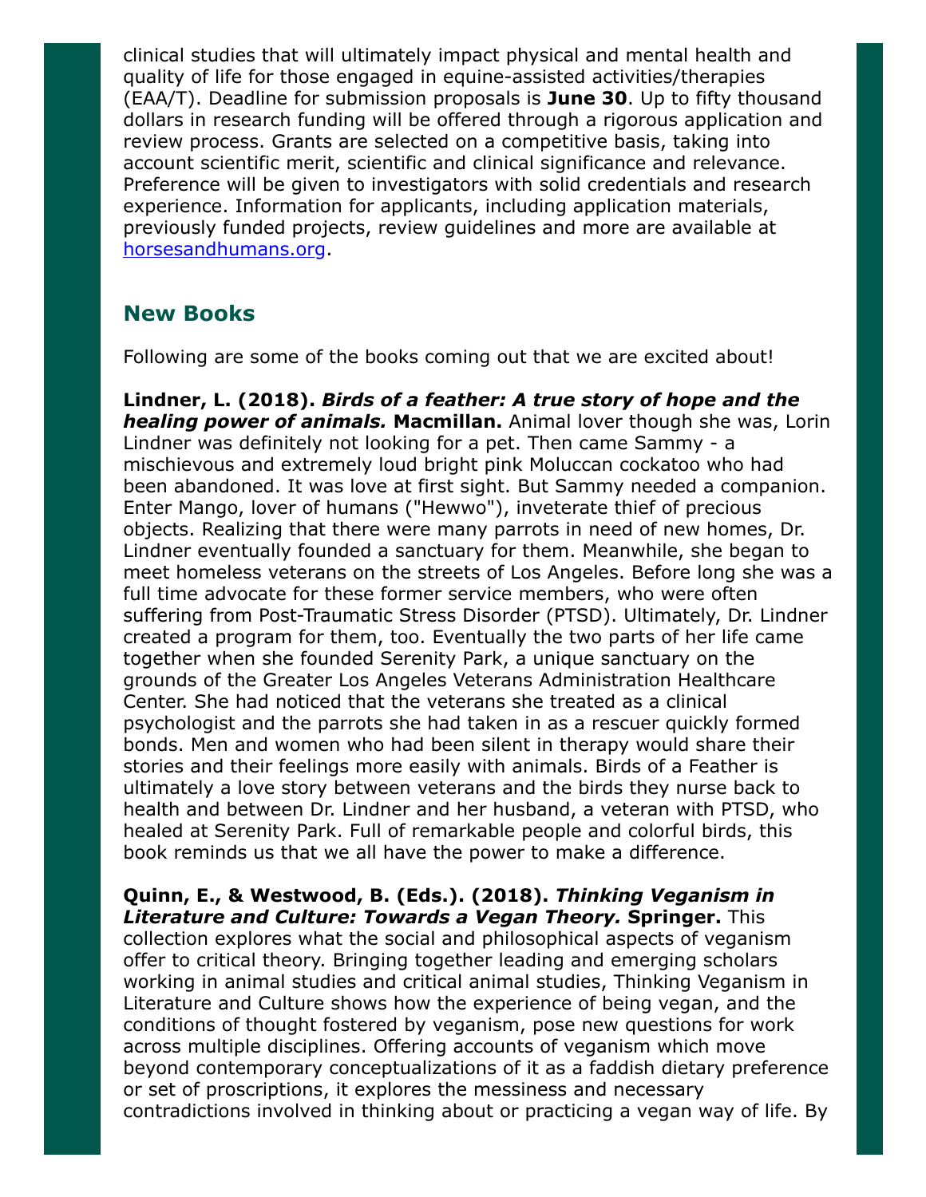clinical studies that will ultimately impact physical and mental health and quality of life for those engaged in equine-assisted activities/therapies (EAA/T). Deadline for submission proposals is **June 30**. Up to fifty thousand dollars in research funding will be offered through a rigorous application and review process. Grants are selected on a competitive basis, taking into account scientific merit, scientific and clinical significance and relevance. Preference will be given to investigators with solid credentials and research experience. Information for applicants, including application materials, previously funded projects, review guidelines and more are available at [horsesandhumans.org](horsesandhumans.org).

## New Books

Following are some of the books coming out that we are excited about!

**Lindner, L. (2018). *Birds of a feather: A true story of hope and the healing power of animals.* Macmillan.** Animal lover though she was, Lorin Lindner was definitely not looking for a pet. Then came Sammy - a mischievous and extremely loud bright pink Moluccan cockatoo who had been abandoned. It was love at first sight. But Sammy needed a companion. Enter Mango, lover of humans ("Hewwo"), inveterate thief of precious objects. Realizing that there were many parrots in need of new homes, Dr. Lindner eventually founded a sanctuary for them. Meanwhile, she began to meet homeless veterans on the streets of Los Angeles. Before long she was a full time advocate for these former service members, who were often suffering from Post-Traumatic Stress Disorder (PTSD). Ultimately, Dr. Lindner created a program for them, too. Eventually the two parts of her life came together when she founded Serenity Park, a unique sanctuary on the grounds of the Greater Los Angeles Veterans Administration Healthcare Center. She had noticed that the veterans she treated as a clinical psychologist and the parrots she had taken in as a rescuer quickly formed bonds. Men and women who had been silent in therapy would share their stories and their feelings more easily with animals. Birds of a Feather is ultimately a love story between veterans and the birds they nurse back to health and between Dr. Lindner and her husband, a veteran with PTSD, who healed at Serenity Park. Full of remarkable people and colorful birds, this book reminds us that we all have the power to make a difference.

**Quinn, E., & Westwood, B. (Eds.). (2018). *Thinking Veganism in Literature and Culture: Towards a Vegan Theory.* Springer.** This collection explores what the social and philosophical aspects of veganism offer to critical theory. Bringing together leading and emerging scholars working in animal studies and critical animal studies, Thinking Veganism in Literature and Culture shows how the experience of being vegan, and the conditions of thought fostered by veganism, pose new questions for work across multiple disciplines. Offering accounts of veganism which move beyond contemporary conceptualizations of it as a faddish dietary preference or set of proscriptions, it explores the messiness and necessary contradictions involved in thinking about or practicing a vegan way of life. By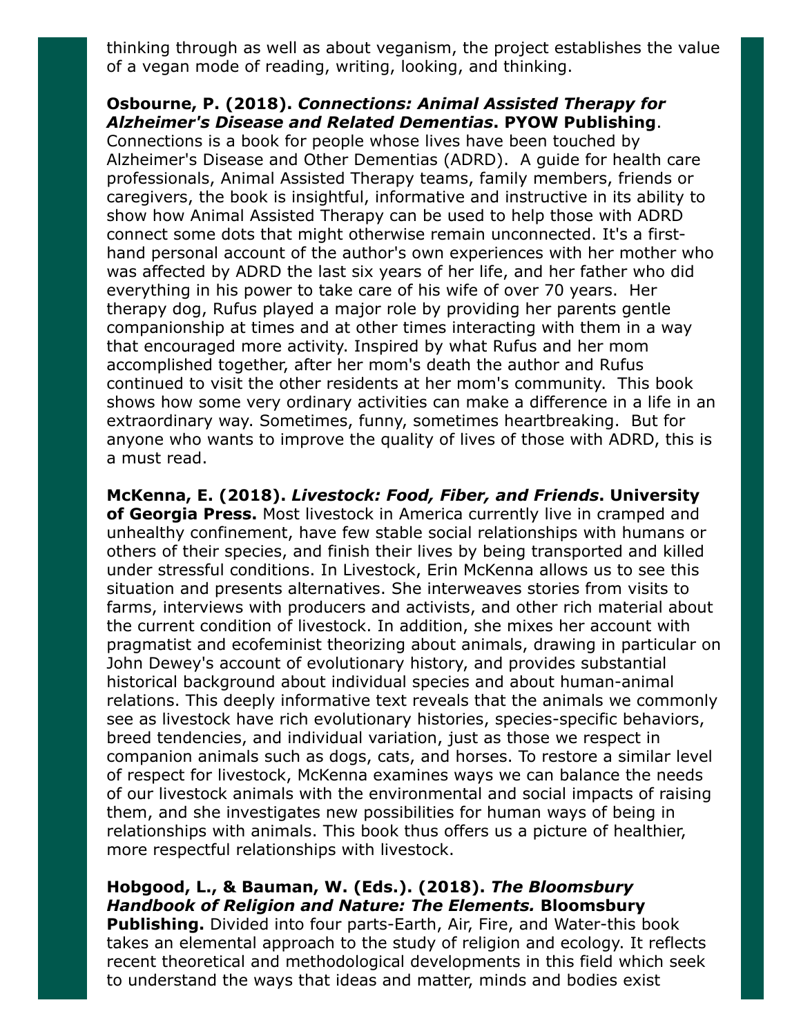thinking through as well as about veganism, the project establishes the value of a vegan mode of reading, writing, looking, and thinking.

**Osbourne, P. (2018).** ***Connections: Animal Assisted Therapy for Alzheimer's Disease and Related Dementias*****. PYOW Publishing**. Connections is a book for people whose lives have been touched by Alzheimer's Disease and Other Dementias (ADRD).  A guide for health care professionals, Animal Assisted Therapy teams, family members, friends or caregivers, the book is insightful, informative and instructive in its ability to show how Animal Assisted Therapy can be used to help those with ADRD connect some dots that might otherwise remain unconnected. It's a first-hand personal account of the author's own experiences with her mother who was affected by ADRD the last six years of her life, and her father who did everything in his power to take care of his wife of over 70 years.  Her therapy dog, Rufus played a major role by providing her parents gentle companionship at times and at other times interacting with them in a way that encouraged more activity. Inspired by what Rufus and her mom accomplished together, after her mom's death the author and Rufus continued to visit the other residents at her mom's community.  This book shows how some very ordinary activities can make a difference in a life in an extraordinary way. Sometimes, funny, sometimes heartbreaking.  But for anyone who wants to improve the quality of lives of those with ADRD, this is a must read.

**McKenna, E. (2018).** ***Livestock: Food, Fiber, and Friends*****. University of Georgia Press.** Most livestock in America currently live in cramped and unhealthy confinement, have few stable social relationships with humans or others of their species, and finish their lives by being transported and killed under stressful conditions. In Livestock, Erin McKenna allows us to see this situation and presents alternatives. She interweaves stories from visits to farms, interviews with producers and activists, and other rich material about the current condition of livestock. In addition, she mixes her account with pragmatist and ecofeminist theorizing about animals, drawing in particular on John Dewey's account of evolutionary history, and provides substantial historical background about individual species and about human-animal relations. This deeply informative text reveals that the animals we commonly see as livestock have rich evolutionary histories, species-specific behaviors, breed tendencies, and individual variation, just as those we respect in companion animals such as dogs, cats, and horses. To restore a similar level of respect for livestock, McKenna examines ways we can balance the needs of our livestock animals with the environmental and social impacts of raising them, and she investigates new possibilities for human ways of being in relationships with animals. This book thus offers us a picture of healthier, more respectful relationships with livestock.

**Hobgood, L., & Bauman, W. (Eds.). (2018).** ***The Bloomsbury Handbook of Religion and Nature: The Elements.*** **Bloomsbury Publishing.** Divided into four parts-Earth, Air, Fire, and Water-this book takes an elemental approach to the study of religion and ecology. It reflects recent theoretical and methodological developments in this field which seek to understand the ways that ideas and matter, minds and bodies exist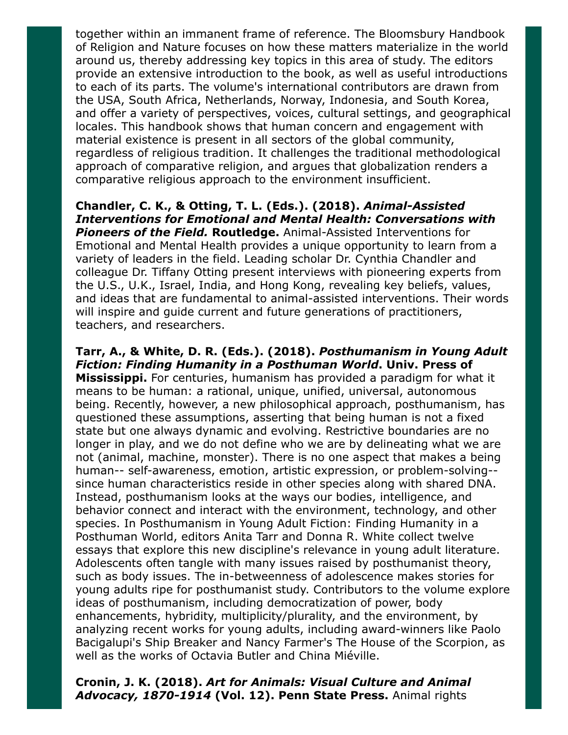together within an immanent frame of reference. The Bloomsbury Handbook of Religion and Nature focuses on how these matters materialize in the world around us, thereby addressing key topics in this area of study. The editors provide an extensive introduction to the book, as well as useful introductions to each of its parts. The volume's international contributors are drawn from the USA, South Africa, Netherlands, Norway, Indonesia, and South Korea, and offer a variety of perspectives, voices, cultural settings, and geographical locales. This handbook shows that human concern and engagement with material existence is present in all sectors of the global community, regardless of religious tradition. It challenges the traditional methodological approach of comparative religion, and argues that globalization renders a comparative religious approach to the environment insufficient.

**Chandler, C. K., & Otting, T. L. (Eds.). (2018). *Animal-Assisted Interventions for Emotional and Mental Health: Conversations with Pioneers of the Field.* Routledge.** Animal-Assisted Interventions for Emotional and Mental Health provides a unique opportunity to learn from a variety of leaders in the field. Leading scholar Dr. Cynthia Chandler and colleague Dr. Tiffany Otting present interviews with pioneering experts from the U.S., U.K., Israel, India, and Hong Kong, revealing key beliefs, values, and ideas that are fundamental to animal-assisted interventions. Their words will inspire and guide current and future generations of practitioners, teachers, and researchers.

**Tarr, A., & White, D. R. (Eds.). (2018). *Posthumanism in Young Adult Fiction: Finding Humanity in a Posthuman World*. Univ. Press of Mississippi.** For centuries, humanism has provided a paradigm for what it means to be human: a rational, unique, unified, universal, autonomous being. Recently, however, a new philosophical approach, posthumanism, has questioned these assumptions, asserting that being human is not a fixed state but one always dynamic and evolving. Restrictive boundaries are no longer in play, and we do not define who we are by delineating what we are not (animal, machine, monster). There is no one aspect that makes a being human-- self-awareness, emotion, artistic expression, or problem-solving-- since human characteristics reside in other species along with shared DNA. Instead, posthumanism looks at the ways our bodies, intelligence, and behavior connect and interact with the environment, technology, and other species. In Posthumanism in Young Adult Fiction: Finding Humanity in a Posthuman World, editors Anita Tarr and Donna R. White collect twelve essays that explore this new discipline's relevance in young adult literature. Adolescents often tangle with many issues raised by posthumanist theory, such as body issues. The in-betweenness of adolescence makes stories for young adults ripe for posthumanist study. Contributors to the volume explore ideas of posthumanism, including democratization of power, body enhancements, hybridity, multiplicity/plurality, and the environment, by analyzing recent works for young adults, including award-winners like Paolo Bacigalupi's Ship Breaker and Nancy Farmer's The House of the Scorpion, as well as the works of Octavia Butler and China Miéville.

**Cronin, J. K. (2018). *Art for Animals: Visual Culture and Animal Advocacy, 1870-1914* (Vol. 12). Penn State Press.** Animal rights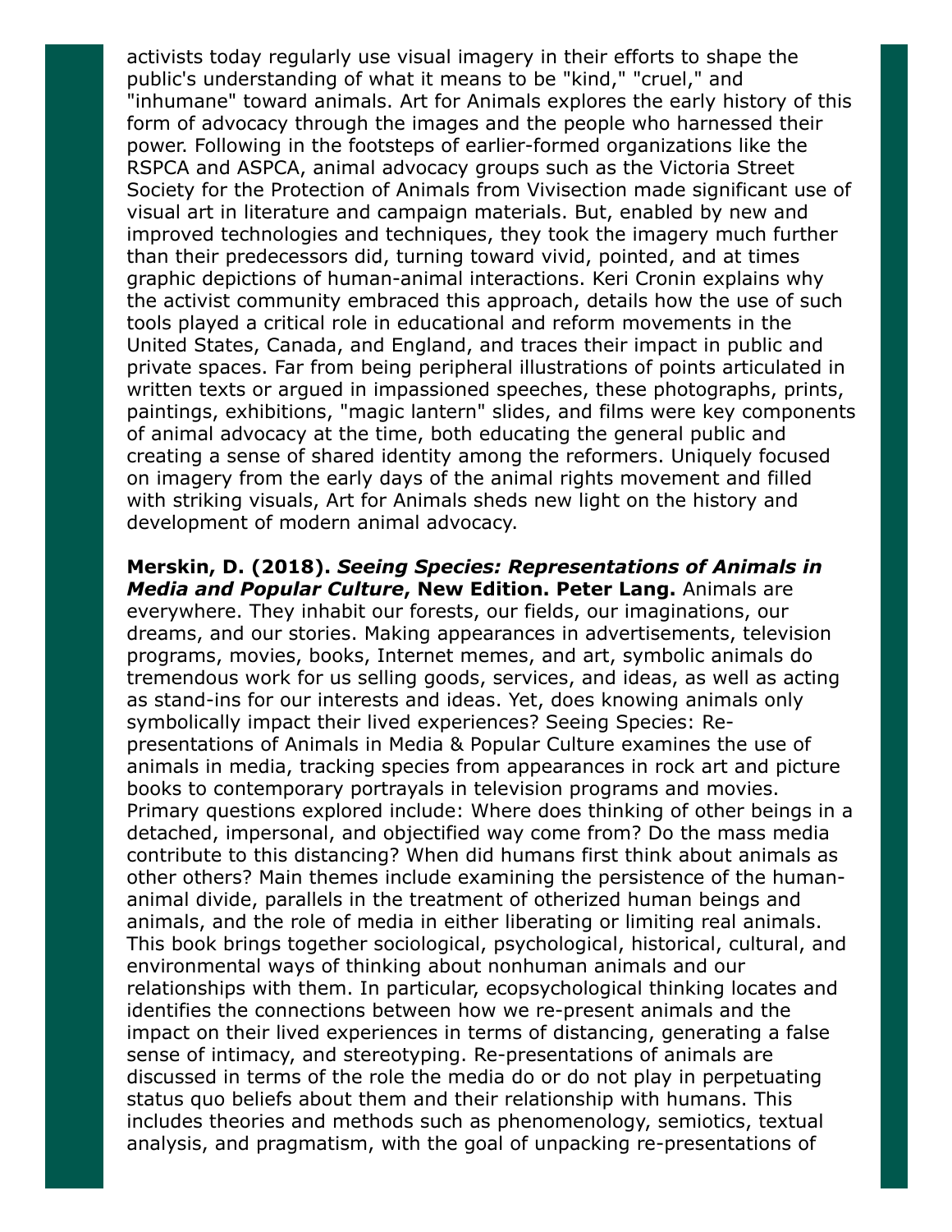activists today regularly use visual imagery in their efforts to shape the public's understanding of what it means to be "kind," "cruel," and "inhumane" toward animals. Art for Animals explores the early history of this form of advocacy through the images and the people who harnessed their power. Following in the footsteps of earlier-formed organizations like the RSPCA and ASPCA, animal advocacy groups such as the Victoria Street Society for the Protection of Animals from Vivisection made significant use of visual art in literature and campaign materials. But, enabled by new and improved technologies and techniques, they took the imagery much further than their predecessors did, turning toward vivid, pointed, and at times graphic depictions of human-animal interactions. Keri Cronin explains why the activist community embraced this approach, details how the use of such tools played a critical role in educational and reform movements in the United States, Canada, and England, and traces their impact in public and private spaces. Far from being peripheral illustrations of points articulated in written texts or argued in impassioned speeches, these photographs, prints, paintings, exhibitions, "magic lantern" slides, and films were key components of animal advocacy at the time, both educating the general public and creating a sense of shared identity among the reformers. Uniquely focused on imagery from the early days of the animal rights movement and filled with striking visuals, Art for Animals sheds new light on the history and development of modern animal advocacy.

**Merskin, D. (2018). *Seeing Species: Representations of Animals in Media and Popular Culture*, New Edition. Peter Lang.** Animals are everywhere. They inhabit our forests, our fields, our imaginations, our dreams, and our stories. Making appearances in advertisements, television programs, movies, books, Internet memes, and art, symbolic animals do tremendous work for us selling goods, services, and ideas, as well as acting as stand-ins for our interests and ideas. Yet, does knowing animals only symbolically impact their lived experiences? Seeing Species: Re-presentations of Animals in Media & Popular Culture examines the use of animals in media, tracking species from appearances in rock art and picture books to contemporary portrayals in television programs and movies. Primary questions explored include: Where does thinking of other beings in a detached, impersonal, and objectified way come from? Do the mass media contribute to this distancing? When did humans first think about animals as other others? Main themes include examining the persistence of the human-animal divide, parallels in the treatment of otherized human beings and animals, and the role of media in either liberating or limiting real animals. This book brings together sociological, psychological, historical, cultural, and environmental ways of thinking about nonhuman animals and our relationships with them. In particular, ecopsychological thinking locates and identifies the connections between how we re-present animals and the impact on their lived experiences in terms of distancing, generating a false sense of intimacy, and stereotyping. Re-presentations of animals are discussed in terms of the role the media do or do not play in perpetuating status quo beliefs about them and their relationship with humans. This includes theories and methods such as phenomenology, semiotics, textual analysis, and pragmatism, with the goal of unpacking re-presentations of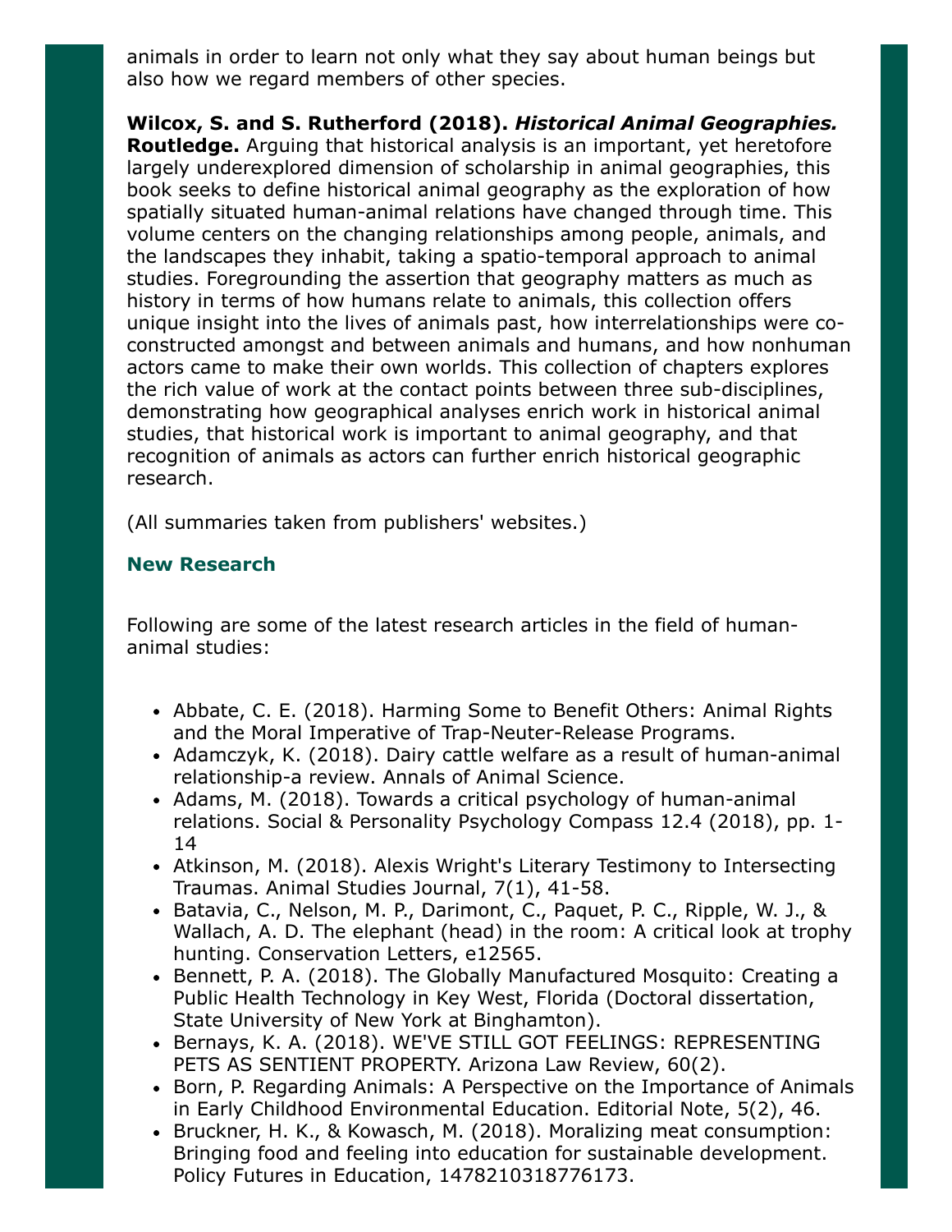animals in order to learn not only what they say about human beings but also how we regard members of other species.

**Wilcox, S. and S. Rutherford (2018).** ***Historical Animal Geographies.*** **Routledge.** Arguing that historical analysis is an important, yet heretofore largely underexplored dimension of scholarship in animal geographies, this book seeks to define historical animal geography as the exploration of how spatially situated human-animal relations have changed through time. This volume centers on the changing relationships among people, animals, and the landscapes they inhabit, taking a spatio-temporal approach to animal studies. Foregrounding the assertion that geography matters as much as history in terms of how humans relate to animals, this collection offers unique insight into the lives of animals past, how interrelationships were co-constructed amongst and between animals and humans, and how nonhuman actors came to make their own worlds. This collection of chapters explores the rich value of work at the contact points between three sub-disciplines, demonstrating how geographical analyses enrich work in historical animal studies, that historical work is important to animal geography, and that recognition of animals as actors can further enrich historical geographic research.

(All summaries taken from publishers' websites.)

## New Research

Following are some of the latest research articles in the field of human-animal studies:

- Abbate, C. E. (2018). Harming Some to Benefit Others: Animal Rights and the Moral Imperative of Trap-Neuter-Release Programs.
- Adamczyk, K. (2018). Dairy cattle welfare as a result of human-animal relationship-a review. Annals of Animal Science.
- Adams, M. (2018). Towards a critical psychology of human-animal relations. Social & Personality Psychology Compass 12.4 (2018), pp. 1-14
- Atkinson, M. (2018). Alexis Wright's Literary Testimony to Intersecting Traumas. Animal Studies Journal, 7(1), 41-58.
- Batavia, C., Nelson, M. P., Darimont, C., Paquet, P. C., Ripple, W. J., & Wallach, A. D. The elephant (head) in the room: A critical look at trophy hunting. Conservation Letters, e12565.
- Bennett, P. A. (2018). The Globally Manufactured Mosquito: Creating a Public Health Technology in Key West, Florida (Doctoral dissertation, State University of New York at Binghamton).
- Bernays, K. A. (2018). WE'VE STILL GOT FEELINGS: REPRESENTING PETS AS SENTIENT PROPERTY. Arizona Law Review, 60(2).
- Born, P. Regarding Animals: A Perspective on the Importance of Animals in Early Childhood Environmental Education. Editorial Note, 5(2), 46.
- Bruckner, H. K., & Kowasch, M. (2018). Moralizing meat consumption: Bringing food and feeling into education for sustainable development. Policy Futures in Education, 1478210318776173.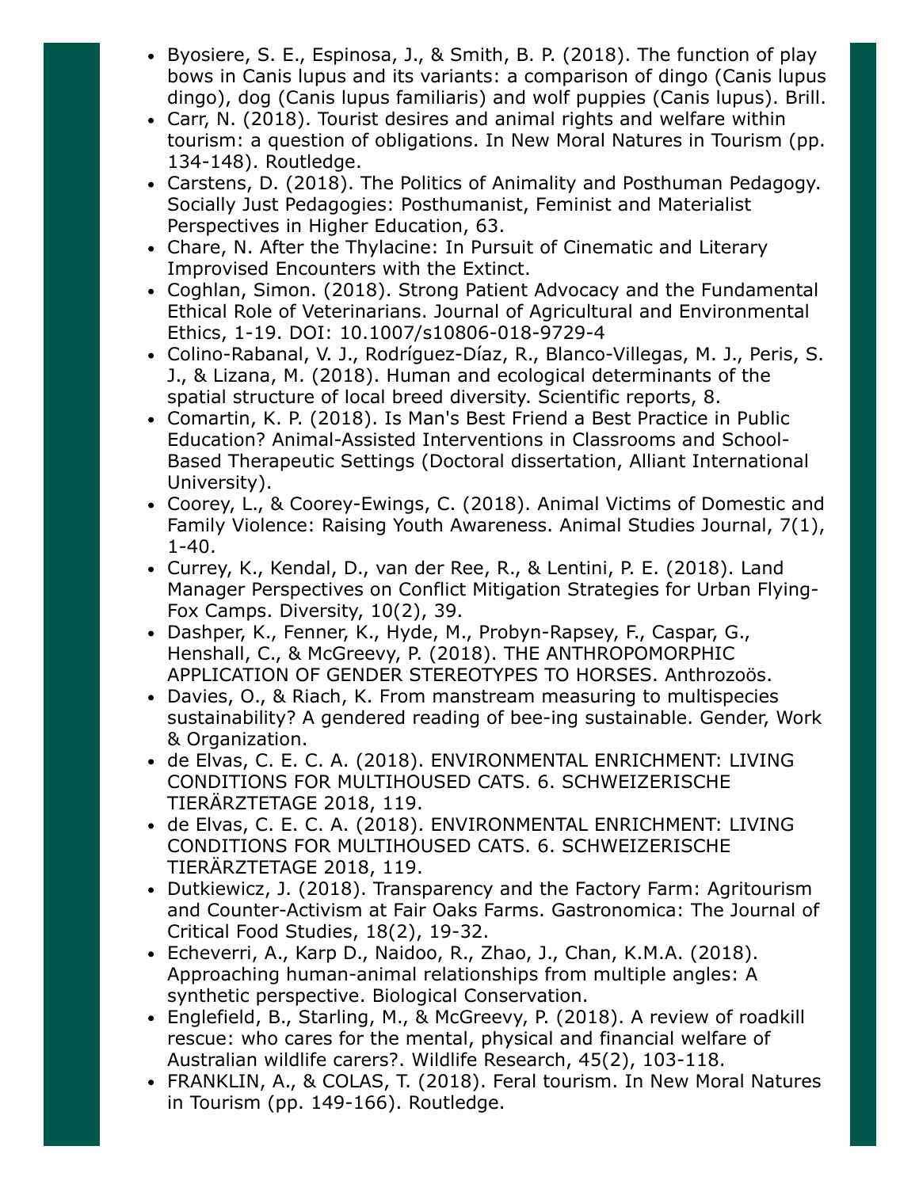- Byosiere, S. E., Espinosa, J., & Smith, B. P. (2018). The function of play bows in Canis lupus and its variants: a comparison of dingo (Canis lupus dingo), dog (Canis lupus familiaris) and wolf puppies (Canis lupus). Brill.
- Carr, N. (2018). Tourist desires and animal rights and welfare within tourism: a question of obligations. In New Moral Natures in Tourism (pp. 134-148). Routledge.
- Carstens, D. (2018). The Politics of Animality and Posthuman Pedagogy. Socially Just Pedagogies: Posthumanist, Feminist and Materialist Perspectives in Higher Education, 63.
- Chare, N. After the Thylacine: In Pursuit of Cinematic and Literary Improvised Encounters with the Extinct.
- Coghlan, Simon. (2018). Strong Patient Advocacy and the Fundamental Ethical Role of Veterinarians. Journal of Agricultural and Environmental Ethics, 1-19. DOI: 10.1007/s10806-018-9729-4
- Colino-Rabanal, V. J., Rodríguez-Díaz, R., Blanco-Villegas, M. J., Peris, S. J., & Lizana, M. (2018). Human and ecological determinants of the spatial structure of local breed diversity. Scientific reports, 8.
- Comartin, K. P. (2018). Is Man's Best Friend a Best Practice in Public Education? Animal-Assisted Interventions in Classrooms and School-Based Therapeutic Settings (Doctoral dissertation, Alliant International University).
- Coorey, L., & Coorey-Ewings, C. (2018). Animal Victims of Domestic and Family Violence: Raising Youth Awareness. Animal Studies Journal, 7(1), 1-40.
- Currey, K., Kendal, D., van der Ree, R., & Lentini, P. E. (2018). Land Manager Perspectives on Conflict Mitigation Strategies for Urban Flying-Fox Camps. Diversity, 10(2), 39.
- Dashper, K., Fenner, K., Hyde, M., Probyn-Rapsey, F., Caspar, G., Henshall, C., & McGreevy, P. (2018). THE ANTHROPOMORPHIC APPLICATION OF GENDER STEREOTYPES TO HORSES. Anthrozoös.
- Davies, O., & Riach, K. From manstream measuring to multispecies sustainability? A gendered reading of bee-ing sustainable. Gender, Work & Organization.
- de Elvas, C. E. C. A. (2018). ENVIRONMENTAL ENRICHMENT: LIVING CONDITIONS FOR MULTIHOUSED CATS. 6. SCHWEIZERISCHE TIERÄRZTETAGE 2018, 119.
- de Elvas, C. E. C. A. (2018). ENVIRONMENTAL ENRICHMENT: LIVING CONDITIONS FOR MULTIHOUSED CATS. 6. SCHWEIZERISCHE TIERÄRZTETAGE 2018, 119.
- Dutkiewicz, J. (2018). Transparency and the Factory Farm: Agritourism and Counter-Activism at Fair Oaks Farms. Gastronomica: The Journal of Critical Food Studies, 18(2), 19-32.
- Echeverri, A., Karp D., Naidoo, R., Zhao, J., Chan, K.M.A. (2018). Approaching human-animal relationships from multiple angles: A synthetic perspective. Biological Conservation.
- Englefield, B., Starling, M., & McGreevy, P. (2018). A review of roadkill rescue: who cares for the mental, physical and financial welfare of Australian wildlife carers?. Wildlife Research, 45(2), 103-118.
- FRANKLIN, A., & COLAS, T. (2018). Feral tourism. In New Moral Natures in Tourism (pp. 149-166). Routledge.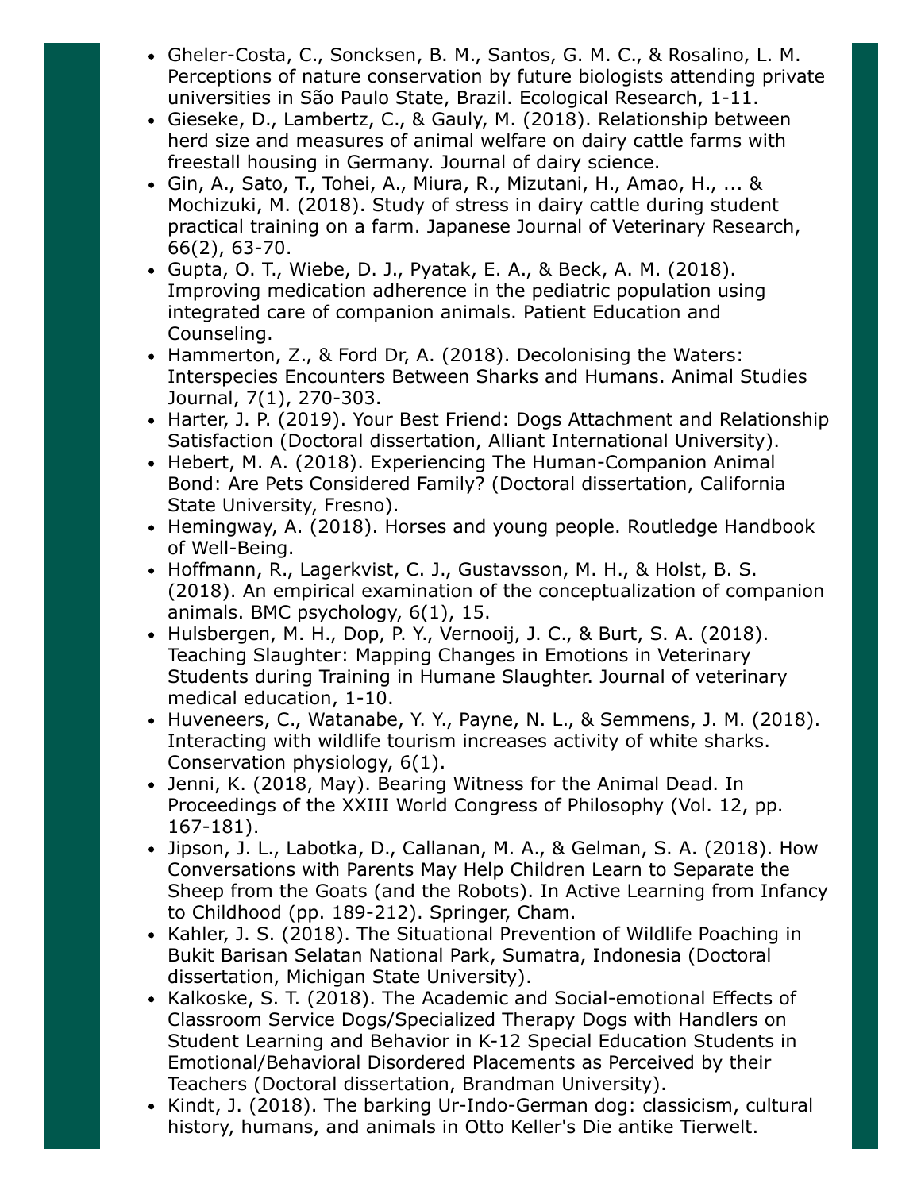- Gheler-Costa, C., Soncksen, B. M., Santos, G. M. C., & Rosalino, L. M. Perceptions of nature conservation by future biologists attending private universities in São Paulo State, Brazil. Ecological Research, 1-11.
- Gieseke, D., Lambertz, C., & Gauly, M. (2018). Relationship between herd size and measures of animal welfare on dairy cattle farms with freestall housing in Germany. Journal of dairy science.
- Gin, A., Sato, T., Tohei, A., Miura, R., Mizutani, H., Amao, H., ... & Mochizuki, M. (2018). Study of stress in dairy cattle during student practical training on a farm. Japanese Journal of Veterinary Research, 66(2), 63-70.
- Gupta, O. T., Wiebe, D. J., Pyatak, E. A., & Beck, A. M. (2018). Improving medication adherence in the pediatric population using integrated care of companion animals. Patient Education and Counseling.
- Hammerton, Z., & Ford Dr, A. (2018). Decolonising the Waters: Interspecies Encounters Between Sharks and Humans. Animal Studies Journal, 7(1), 270-303.
- Harter, J. P. (2019). Your Best Friend: Dogs Attachment and Relationship Satisfaction (Doctoral dissertation, Alliant International University).
- Hebert, M. A. (2018). Experiencing The Human-Companion Animal Bond: Are Pets Considered Family? (Doctoral dissertation, California State University, Fresno).
- Hemingway, A. (2018). Horses and young people. Routledge Handbook of Well-Being.
- Hoffmann, R., Lagerkvist, C. J., Gustavsson, M. H., & Holst, B. S. (2018). An empirical examination of the conceptualization of companion animals. BMC psychology, 6(1), 15.
- Hulsbergen, M. H., Dop, P. Y., Vernooij, J. C., & Burt, S. A. (2018). Teaching Slaughter: Mapping Changes in Emotions in Veterinary Students during Training in Humane Slaughter. Journal of veterinary medical education, 1-10.
- Huveneers, C., Watanabe, Y. Y., Payne, N. L., & Semmens, J. M. (2018). Interacting with wildlife tourism increases activity of white sharks. Conservation physiology, 6(1).
- Jenni, K. (2018, May). Bearing Witness for the Animal Dead. In Proceedings of the XXIII World Congress of Philosophy (Vol. 12, pp. 167-181).
- Jipson, J. L., Labotka, D., Callanan, M. A., & Gelman, S. A. (2018). How Conversations with Parents May Help Children Learn to Separate the Sheep from the Goats (and the Robots). In Active Learning from Infancy to Childhood (pp. 189-212). Springer, Cham.
- Kahler, J. S. (2018). The Situational Prevention of Wildlife Poaching in Bukit Barisan Selatan National Park, Sumatra, Indonesia (Doctoral dissertation, Michigan State University).
- Kalkoske, S. T. (2018). The Academic and Social-emotional Effects of Classroom Service Dogs/Specialized Therapy Dogs with Handlers on Student Learning and Behavior in K-12 Special Education Students in Emotional/Behavioral Disordered Placements as Perceived by their Teachers (Doctoral dissertation, Brandman University).
- Kindt, J. (2018). The barking Ur-Indo-German dog: classicism, cultural history, humans, and animals in Otto Keller's Die antike Tierwelt.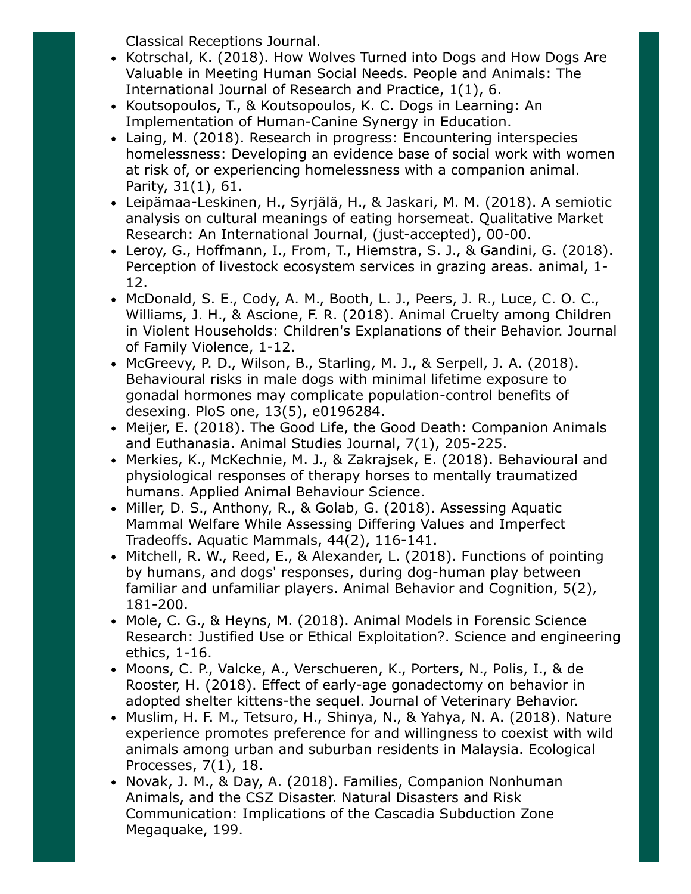Classical Receptions Journal.

- Kotrschal, K. (2018). How Wolves Turned into Dogs and How Dogs Are Valuable in Meeting Human Social Needs. People and Animals: The International Journal of Research and Practice, 1(1), 6.
- Koutsopoulos, T., & Koutsopoulos, K. C. Dogs in Learning: An Implementation of Human-Canine Synergy in Education.
- Laing, M. (2018). Research in progress: Encountering interspecies homelessness: Developing an evidence base of social work with women at risk of, or experiencing homelessness with a companion animal. Parity, 31(1), 61.
- Leipämaa-Leskinen, H., Syrjälä, H., & Jaskari, M. M. (2018). A semiotic analysis on cultural meanings of eating horsemeat. Qualitative Market Research: An International Journal, (just-accepted), 00-00.
- Leroy, G., Hoffmann, I., From, T., Hiemstra, S. J., & Gandini, G. (2018). Perception of livestock ecosystem services in grazing areas. animal, 1-12.
- McDonald, S. E., Cody, A. M., Booth, L. J., Peers, J. R., Luce, C. O. C., Williams, J. H., & Ascione, F. R. (2018). Animal Cruelty among Children in Violent Households: Children's Explanations of their Behavior. Journal of Family Violence, 1-12.
- McGreevy, P. D., Wilson, B., Starling, M. J., & Serpell, J. A. (2018). Behavioural risks in male dogs with minimal lifetime exposure to gonadal hormones may complicate population-control benefits of desexing. PloS one, 13(5), e0196284.
- Meijer, E. (2018). The Good Life, the Good Death: Companion Animals and Euthanasia. Animal Studies Journal, 7(1), 205-225.
- Merkies, K., McKechnie, M. J., & Zakrajsek, E. (2018). Behavioural and physiological responses of therapy horses to mentally traumatized humans. Applied Animal Behaviour Science.
- Miller, D. S., Anthony, R., & Golab, G. (2018). Assessing Aquatic Mammal Welfare While Assessing Differing Values and Imperfect Tradeoffs. Aquatic Mammals, 44(2), 116-141.
- Mitchell, R. W., Reed, E., & Alexander, L. (2018). Functions of pointing by humans, and dogs' responses, during dog-human play between familiar and unfamiliar players. Animal Behavior and Cognition, 5(2), 181-200.
- Mole, C. G., & Heyns, M. (2018). Animal Models in Forensic Science Research: Justified Use or Ethical Exploitation?. Science and engineering ethics, 1-16.
- Moons, C. P., Valcke, A., Verschueren, K., Porters, N., Polis, I., & de Rooster, H. (2018). Effect of early-age gonadectomy on behavior in adopted shelter kittens-the sequel. Journal of Veterinary Behavior.
- Muslim, H. F. M., Tetsuro, H., Shinya, N., & Yahya, N. A. (2018). Nature experience promotes preference for and willingness to coexist with wild animals among urban and suburban residents in Malaysia. Ecological Processes, 7(1), 18.
- Novak, J. M., & Day, A. (2018). Families, Companion Nonhuman Animals, and the CSZ Disaster. Natural Disasters and Risk Communication: Implications of the Cascadia Subduction Zone Megaquake, 199.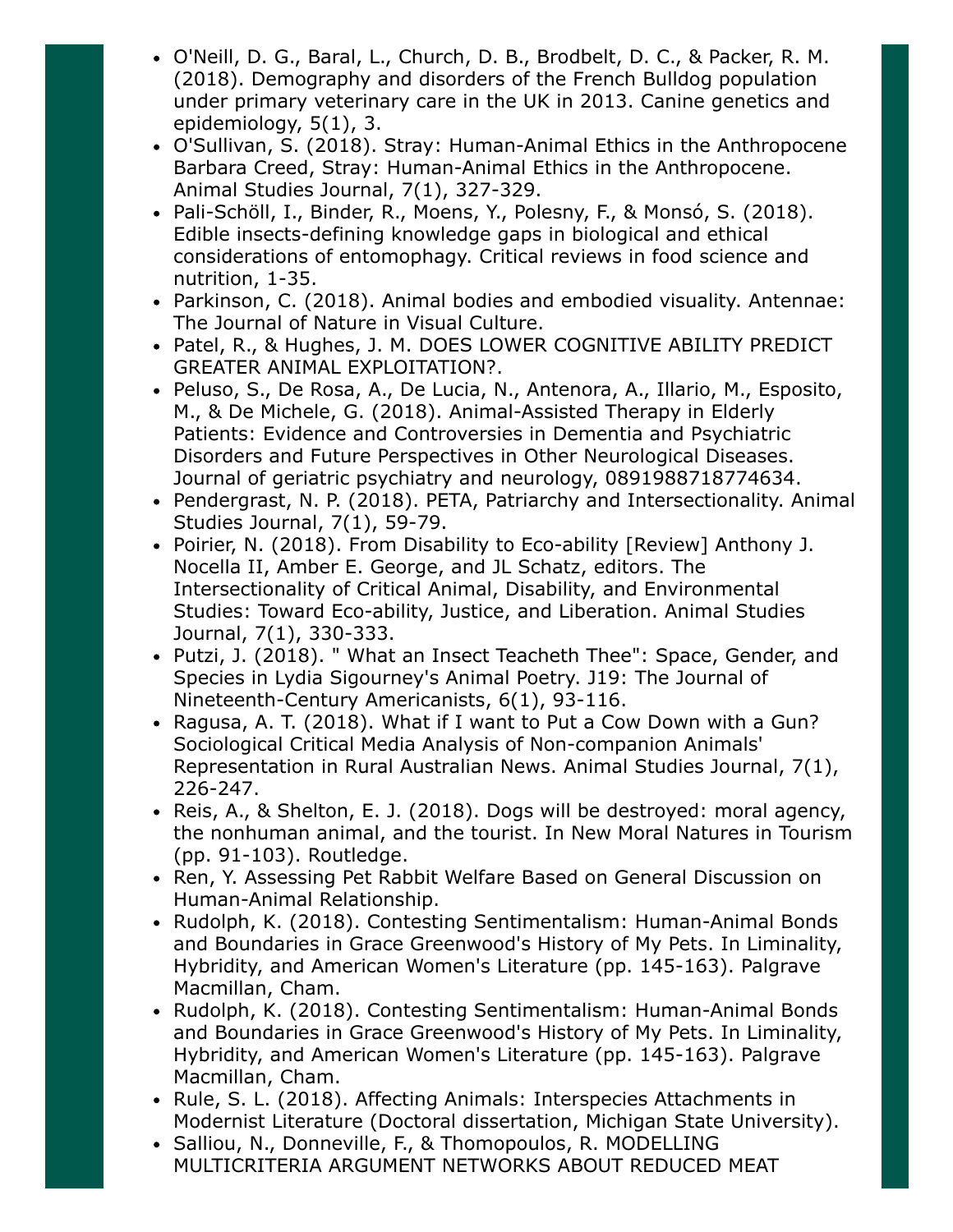- O'Neill, D. G., Baral, L., Church, D. B., Brodbelt, D. C., & Packer, R. M. (2018). Demography and disorders of the French Bulldog population under primary veterinary care in the UK in 2013. Canine genetics and epidemiology, 5(1), 3.
- O'Sullivan, S. (2018). Stray: Human-Animal Ethics in the Anthropocene Barbara Creed, Stray: Human-Animal Ethics in the Anthropocene. Animal Studies Journal, 7(1), 327-329.
- Pali-Schöll, I., Binder, R., Moens, Y., Polesny, F., & Monsó, S. (2018). Edible insects-defining knowledge gaps in biological and ethical considerations of entomophagy. Critical reviews in food science and nutrition, 1-35.
- Parkinson, C. (2018). Animal bodies and embodied visuality. Antennae: The Journal of Nature in Visual Culture.
- Patel, R., & Hughes, J. M. DOES LOWER COGNITIVE ABILITY PREDICT GREATER ANIMAL EXPLOITATION?.
- Peluso, S., De Rosa, A., De Lucia, N., Antenora, A., Illario, M., Esposito, M., & De Michele, G. (2018). Animal-Assisted Therapy in Elderly Patients: Evidence and Controversies in Dementia and Psychiatric Disorders and Future Perspectives in Other Neurological Diseases. Journal of geriatric psychiatry and neurology, 0891988718774634.
- Pendergrast, N. P. (2018). PETA, Patriarchy and Intersectionality. Animal Studies Journal, 7(1), 59-79.
- Poirier, N. (2018). From Disability to Eco-ability [Review] Anthony J. Nocella II, Amber E. George, and JL Schatz, editors. The Intersectionality of Critical Animal, Disability, and Environmental Studies: Toward Eco-ability, Justice, and Liberation. Animal Studies Journal, 7(1), 330-333.
- Putzi, J. (2018). " What an Insect Teacheth Thee": Space, Gender, and Species in Lydia Sigourney's Animal Poetry. J19: The Journal of Nineteenth-Century Americanists, 6(1), 93-116.
- Ragusa, A. T. (2018). What if I want to Put a Cow Down with a Gun? Sociological Critical Media Analysis of Non-companion Animals' Representation in Rural Australian News. Animal Studies Journal, 7(1), 226-247.
- Reis, A., & Shelton, E. J. (2018). Dogs will be destroyed: moral agency, the nonhuman animal, and the tourist. In New Moral Natures in Tourism (pp. 91-103). Routledge.
- Ren, Y. Assessing Pet Rabbit Welfare Based on General Discussion on Human-Animal Relationship.
- Rudolph, K. (2018). Contesting Sentimentalism: Human-Animal Bonds and Boundaries in Grace Greenwood's History of My Pets. In Liminality, Hybridity, and American Women's Literature (pp. 145-163). Palgrave Macmillan, Cham.
- Rudolph, K. (2018). Contesting Sentimentalism: Human-Animal Bonds and Boundaries in Grace Greenwood's History of My Pets. In Liminality, Hybridity, and American Women's Literature (pp. 145-163). Palgrave Macmillan, Cham.
- Rule, S. L. (2018). Affecting Animals: Interspecies Attachments in Modernist Literature (Doctoral dissertation, Michigan State University).
- Salliou, N., Donneville, F., & Thomopoulos, R. MODELLING MULTICRITERIA ARGUMENT NETWORKS ABOUT REDUCED MEAT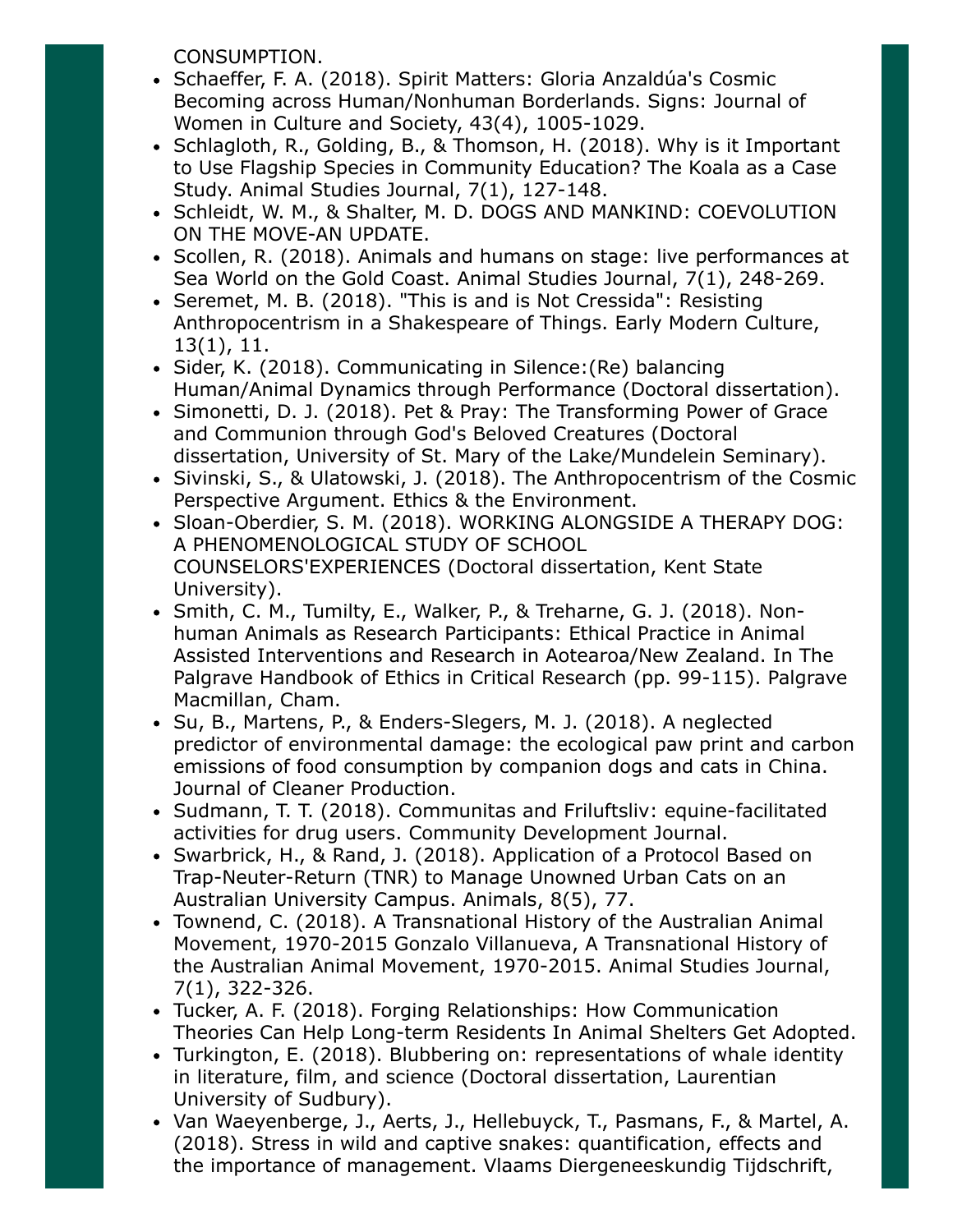CONSUMPTION.

- Schaeffer, F. A. (2018). Spirit Matters: Gloria Anzaldúa's Cosmic Becoming across Human/Nonhuman Borderlands. Signs: Journal of Women in Culture and Society, 43(4), 1005-1029.
- Schlagloth, R., Golding, B., & Thomson, H. (2018). Why is it Important to Use Flagship Species in Community Education? The Koala as a Case Study. Animal Studies Journal, 7(1), 127-148.
- Schleidt, W. M., & Shalter, M. D. DOGS AND MANKIND: COEVOLUTION ON THE MOVE-AN UPDATE.
- Scollen, R. (2018). Animals and humans on stage: live performances at Sea World on the Gold Coast. Animal Studies Journal, 7(1), 248-269.
- Seremet, M. B. (2018). "This is and is Not Cressida": Resisting Anthropocentrism in a Shakespeare of Things. Early Modern Culture, 13(1), 11.
- Sider, K. (2018). Communicating in Silence:(Re) balancing Human/Animal Dynamics through Performance (Doctoral dissertation).
- Simonetti, D. J. (2018). Pet & Pray: The Transforming Power of Grace and Communion through God's Beloved Creatures (Doctoral dissertation, University of St. Mary of the Lake/Mundelein Seminary).
- Sivinski, S., & Ulatowski, J. (2018). The Anthropocentrism of the Cosmic Perspective Argument. Ethics & the Environment.
- Sloan-Oberdier, S. M. (2018). WORKING ALONGSIDE A THERAPY DOG: A PHENOMENOLOGICAL STUDY OF SCHOOL COUNSELORS'EXPERIENCES (Doctoral dissertation, Kent State University).
- Smith, C. M., Tumilty, E., Walker, P., & Treharne, G. J. (2018). Non-human Animals as Research Participants: Ethical Practice in Animal Assisted Interventions and Research in Aotearoa/New Zealand. In The Palgrave Handbook of Ethics in Critical Research (pp. 99-115). Palgrave Macmillan, Cham.
- Su, B., Martens, P., & Enders-Slegers, M. J. (2018). A neglected predictor of environmental damage: the ecological paw print and carbon emissions of food consumption by companion dogs and cats in China. Journal of Cleaner Production.
- Sudmann, T. T. (2018). Communitas and Friluftsliv: equine-facilitated activities for drug users. Community Development Journal.
- Swarbrick, H., & Rand, J. (2018). Application of a Protocol Based on Trap-Neuter-Return (TNR) to Manage Unowned Urban Cats on an Australian University Campus. Animals, 8(5), 77.
- Townend, C. (2018). A Transnational History of the Australian Animal Movement, 1970-2015 Gonzalo Villanueva, A Transnational History of the Australian Animal Movement, 1970-2015. Animal Studies Journal, 7(1), 322-326.
- Tucker, A. F. (2018). Forging Relationships: How Communication Theories Can Help Long-term Residents In Animal Shelters Get Adopted.
- Turkington, E. (2018). Blubbering on: representations of whale identity in literature, film, and science (Doctoral dissertation, Laurentian University of Sudbury).
- Van Waeyenberge, J., Aerts, J., Hellebuyck, T., Pasmans, F., & Martel, A. (2018). Stress in wild and captive snakes: quantification, effects and the importance of management. Vlaams Diergeneeskundig Tijdschrift,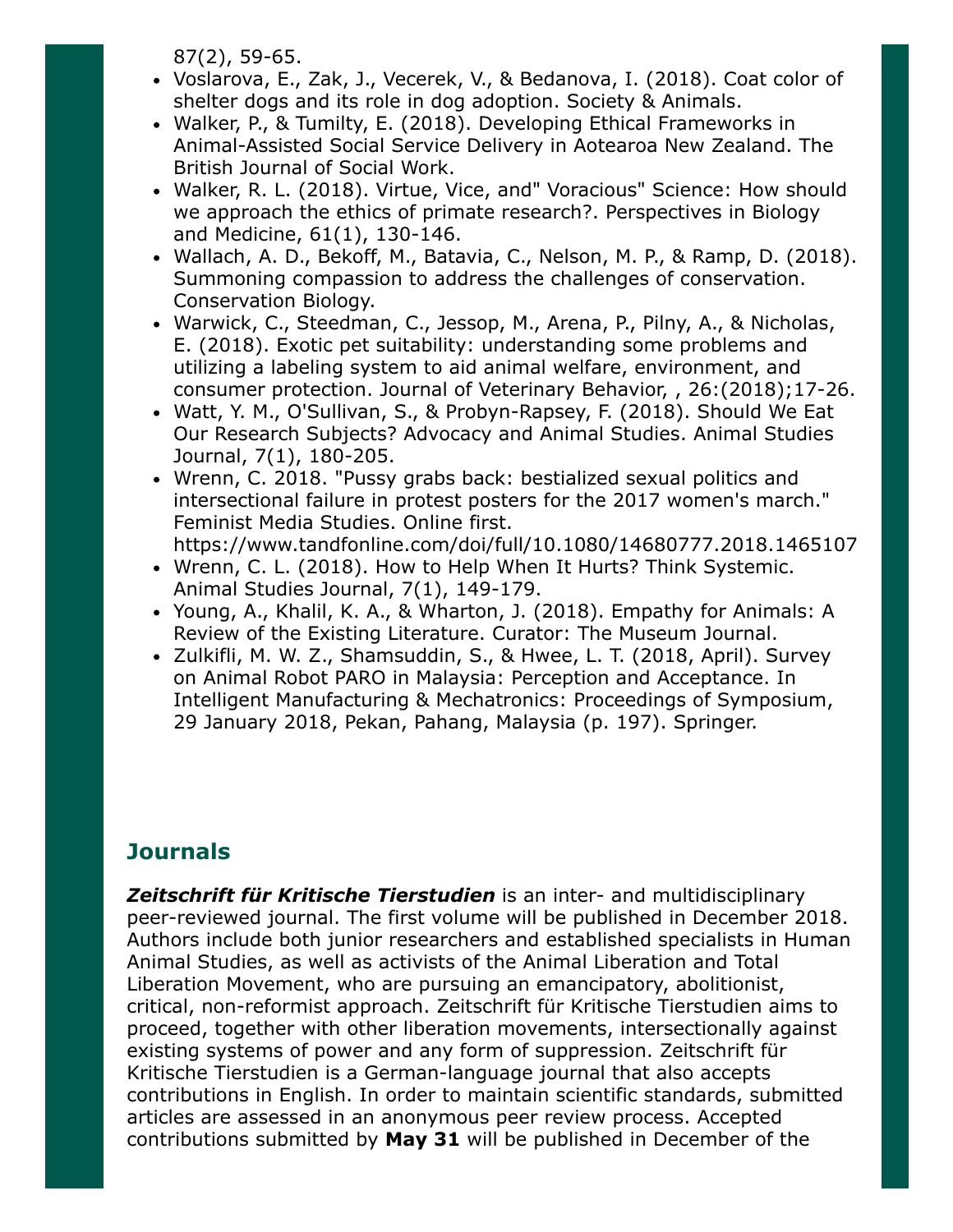87(2), 59-65.

- Voslarova, E., Zak, J., Vecerek, V., & Bedanova, I. (2018). Coat color of shelter dogs and its role in dog adoption. Society & Animals.
- Walker, P., & Tumilty, E. (2018). Developing Ethical Frameworks in Animal-Assisted Social Service Delivery in Aotearoa New Zealand. The British Journal of Social Work.
- Walker, R. L. (2018). Virtue, Vice, and" Voracious" Science: How should we approach the ethics of primate research?. Perspectives in Biology and Medicine, 61(1), 130-146.
- Wallach, A. D., Bekoff, M., Batavia, C., Nelson, M. P., & Ramp, D. (2018). Summoning compassion to address the challenges of conservation. Conservation Biology.
- Warwick, C., Steedman, C., Jessop, M., Arena, P., Pilny, A., & Nicholas, E. (2018). Exotic pet suitability: understanding some problems and utilizing a labeling system to aid animal welfare, environment, and consumer protection. Journal of Veterinary Behavior, , 26:(2018);17-26.
- Watt, Y. M., O'Sullivan, S., & Probyn-Rapsey, F. (2018). Should We Eat Our Research Subjects? Advocacy and Animal Studies. Animal Studies Journal, 7(1), 180-205.
- Wrenn, C. 2018. "Pussy grabs back: bestialized sexual politics and intersectional failure in protest posters for the 2017 women's march." Feminist Media Studies. Online first. https://www.tandfonline.com/doi/full/10.1080/14680777.2018.1465107
- Wrenn, C. L. (2018). How to Help When It Hurts? Think Systemic. Animal Studies Journal, 7(1), 149-179.
- Young, A., Khalil, K. A., & Wharton, J. (2018). Empathy for Animals: A Review of the Existing Literature. Curator: The Museum Journal.
- Zulkifli, M. W. Z., Shamsuddin, S., & Hwee, L. T. (2018, April). Survey on Animal Robot PARO in Malaysia: Perception and Acceptance. In Intelligent Manufacturing & Mechatronics: Proceedings of Symposium, 29 January 2018, Pekan, Pahang, Malaysia (p. 197). Springer.

## Journals

***Zeitschrift für Kritische Tierstudien*** is an inter- and multidisciplinary peer-reviewed journal. The first volume will be published in December 2018. Authors include both junior researchers and established specialists in Human Animal Studies, as well as activists of the Animal Liberation and Total Liberation Movement, who are pursuing an emancipatory, abolitionist, critical, non-reformist approach. Zeitschrift für Kritische Tierstudien aims to proceed, together with other liberation movements, intersectionally against existing systems of power and any form of suppression. Zeitschrift für Kritische Tierstudien is a German-language journal that also accepts contributions in English. In order to maintain scientific standards, submitted articles are assessed in an anonymous peer review process. Accepted contributions submitted by **May 31** will be published in December of the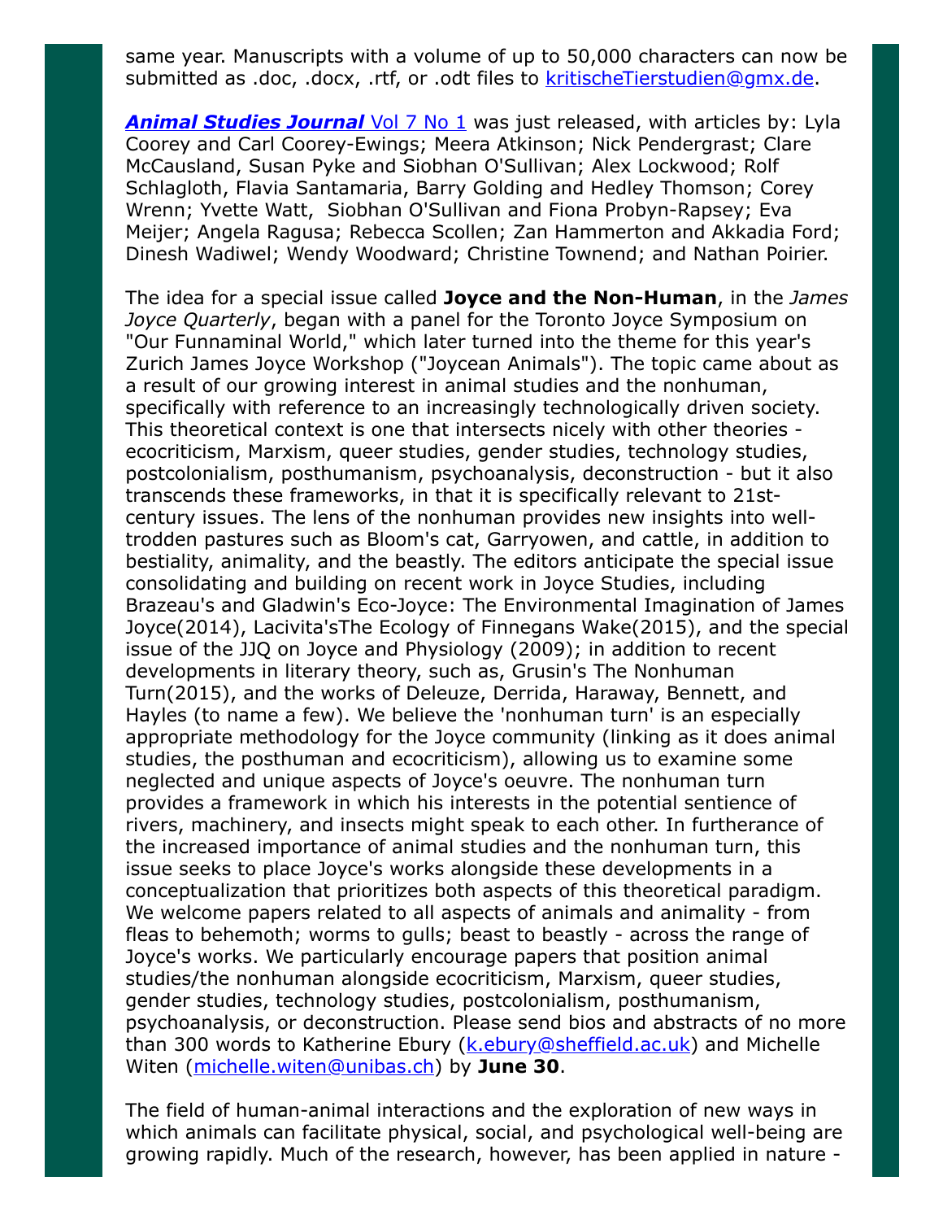same year. Manuscripts with a volume of up to 50,000 characters can now be submitted as .doc, .docx, .rtf, or .odt files to kritischeTierstudien@gmx.de.

***Animal Studies Journal*** Vol 7 No 1 was just released, with articles by: Lyla Coorey and Carl Coorey-Ewings; Meera Atkinson; Nick Pendergrast; Clare McCausland, Susan Pyke and Siobhan O'Sullivan; Alex Lockwood; Rolf Schlagloth, Flavia Santamaria, Barry Golding and Hedley Thomson; Corey Wrenn; Yvette Watt, Siobhan O'Sullivan and Fiona Probyn-Rapsey; Eva Meijer; Angela Ragusa; Rebecca Scollen; Zan Hammerton and Akkadia Ford; Dinesh Wadiwel; Wendy Woodward; Christine Townend; and Nathan Poirier.

The idea for a special issue called **Joyce and the Non-Human**, in the *James Joyce Quarterly*, began with a panel for the Toronto Joyce Symposium on "Our Funnaminal World," which later turned into the theme for this year's Zurich James Joyce Workshop ("Joycean Animals"). The topic came about as a result of our growing interest in animal studies and the nonhuman, specifically with reference to an increasingly technologically driven society. This theoretical context is one that intersects nicely with other theories - ecocriticism, Marxism, queer studies, gender studies, technology studies, postcolonialism, posthumanism, psychoanalysis, deconstruction - but it also transcends these frameworks, in that it is specifically relevant to 21st-century issues. The lens of the nonhuman provides new insights into well-trodden pastures such as Bloom's cat, Garryowen, and cattle, in addition to bestiality, animality, and the beastly. The editors anticipate the special issue consolidating and building on recent work in Joyce Studies, including Brazeau's and Gladwin's Eco-Joyce: The Environmental Imagination of James Joyce(2014), Lacivita'sThe Ecology of Finnegans Wake(2015), and the special issue of the JJQ on Joyce and Physiology (2009); in addition to recent developments in literary theory, such as, Grusin's The Nonhuman Turn(2015), and the works of Deleuze, Derrida, Haraway, Bennett, and Hayles (to name a few). We believe the 'nonhuman turn' is an especially appropriate methodology for the Joyce community (linking as it does animal studies, the posthuman and ecocriticism), allowing us to examine some neglected and unique aspects of Joyce's oeuvre. The nonhuman turn provides a framework in which his interests in the potential sentience of rivers, machinery, and insects might speak to each other. In furtherance of the increased importance of animal studies and the nonhuman turn, this issue seeks to place Joyce's works alongside these developments in a conceptualization that prioritizes both aspects of this theoretical paradigm. We welcome papers related to all aspects of animals and animality - from fleas to behemoth; worms to gulls; beast to beastly - across the range of Joyce's works. We particularly encourage papers that position animal studies/the nonhuman alongside ecocriticism, Marxism, queer studies, gender studies, technology studies, postcolonialism, posthumanism, psychoanalysis, or deconstruction. Please send bios and abstracts of no more than 300 words to Katherine Ebury (k.ebury@sheffield.ac.uk) and Michelle Witen (michelle.witen@unibas.ch) by **June 30**.

The field of human-animal interactions and the exploration of new ways in which animals can facilitate physical, social, and psychological well-being are growing rapidly. Much of the research, however, has been applied in nature -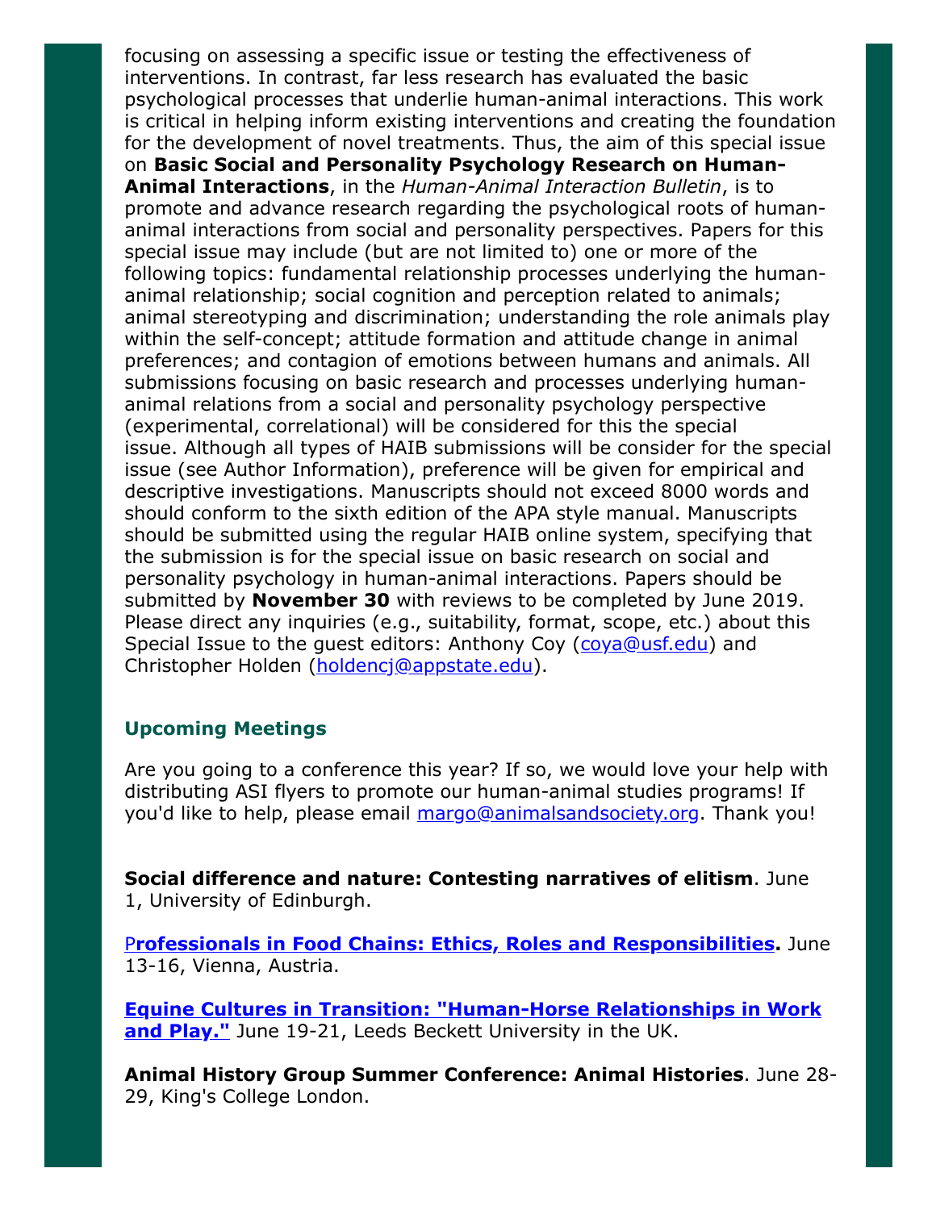focusing on assessing a specific issue or testing the effectiveness of interventions. In contrast, far less research has evaluated the basic psychological processes that underlie human-animal interactions. This work is critical in helping inform existing interventions and creating the foundation for the development of novel treatments. Thus, the aim of this special issue on **Basic Social and Personality Psychology Research on Human-Animal Interactions**, in the *Human-Animal Interaction Bulletin*, is to promote and advance research regarding the psychological roots of human-animal interactions from social and personality perspectives. Papers for this special issue may include (but are not limited to) one or more of the following topics: fundamental relationship processes underlying the human-animal relationship; social cognition and perception related to animals; animal stereotyping and discrimination; understanding the role animals play within the self-concept; attitude formation and attitude change in animal preferences; and contagion of emotions between humans and animals. All submissions focusing on basic research and processes underlying human-animal relations from a social and personality psychology perspective (experimental, correlational) will be considered for this the special issue. Although all types of HAIB submissions will be consider for the special issue (see Author Information), preference will be given for empirical and descriptive investigations. Manuscripts should not exceed 8000 words and should conform to the sixth edition of the APA style manual. Manuscripts should be submitted using the regular HAIB online system, specifying that the submission is for the special issue on basic research on social and personality psychology in human-animal interactions. Papers should be submitted by **November 30** with reviews to be completed by June 2019. Please direct any inquiries (e.g., suitability, format, scope, etc.) about this Special Issue to the guest editors: Anthony Coy (coya@usf.edu) and Christopher Holden (holdencj@appstate.edu).

### Upcoming Meetings

Are you going to a conference this year? If so, we would love your help with distributing ASI flyers to promote our human-animal studies programs! If you'd like to help, please email margo@animalsandsociety.org. Thank you!

**Social difference and nature: Contesting narratives of elitism**. June 1, University of Edinburgh.

**Professionals in Food Chains: Ethics, Roles and Responsibilities.** June 13-16, Vienna, Austria.

**Equine Cultures in Transition: "Human-Horse Relationships in Work and Play."** June 19-21, Leeds Beckett University in the UK.

**Animal History Group Summer Conference: Animal Histories**. June 28-29, King's College London.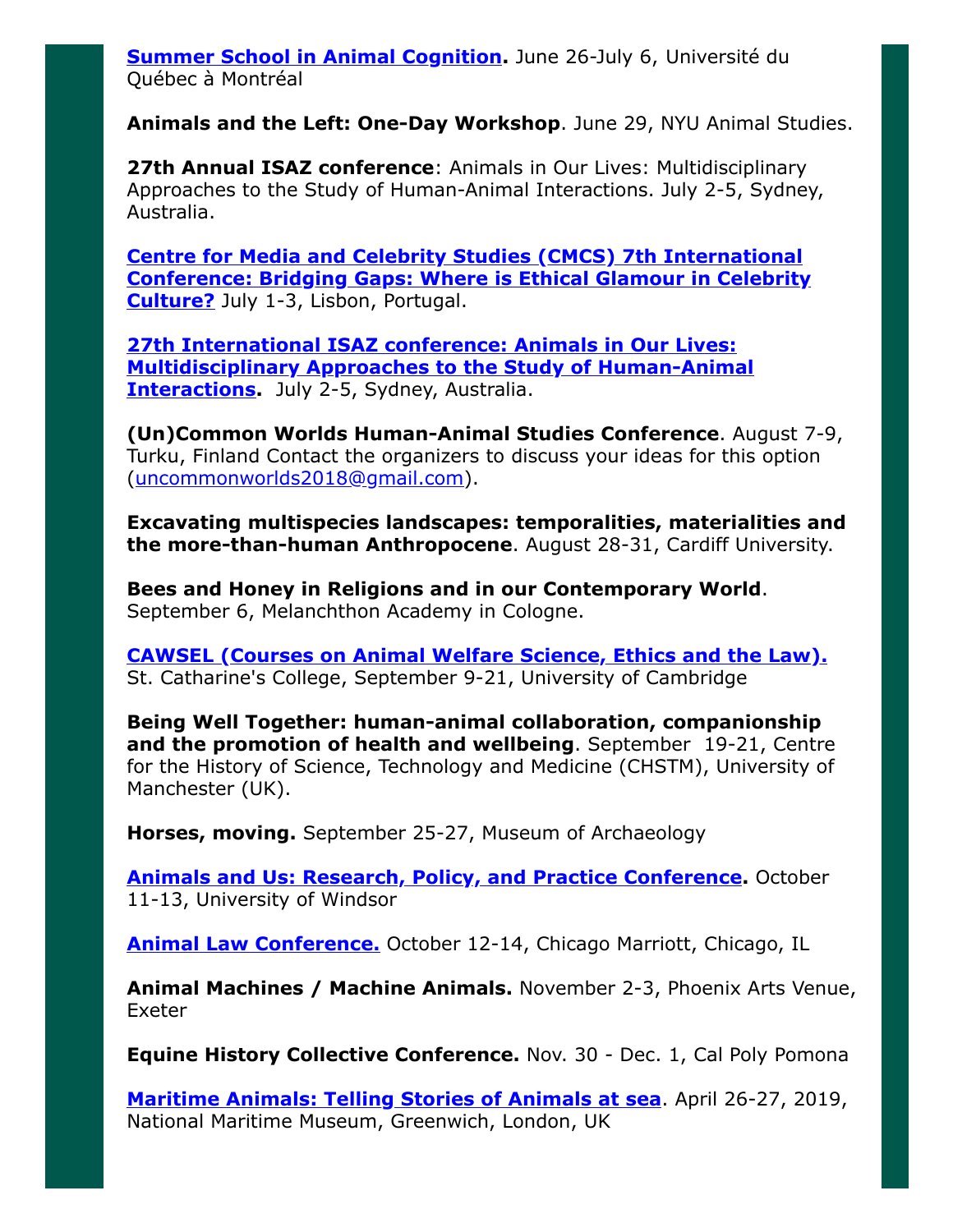**Summer School in Animal Cognition.** June 26-July 6, Université du Québec à Montréal

**Animals and the Left: One-Day Workshop**. June 29, NYU Animal Studies.

**27th Annual ISAZ conference**: Animals in Our Lives: Multidisciplinary Approaches to the Study of Human-Animal Interactions. July 2-5, Sydney, Australia.

**Centre for Media and Celebrity Studies (CMCS) 7th International Conference: Bridging Gaps: Where is Ethical Glamour in Celebrity Culture?** July 1-3, Lisbon, Portugal.

**27th International ISAZ conference: Animals in Our Lives: Multidisciplinary Approaches to the Study of Human-Animal Interactions.** July 2-5, Sydney, Australia.

**(Un)Common Worlds Human-Animal Studies Conference**. August 7-9, Turku, Finland Contact the organizers to discuss your ideas for this option (uncommonworlds2018@gmail.com).

**Excavating multispecies landscapes: temporalities, materialities and the more-than-human Anthropocene**. August 28-31, Cardiff University.

**Bees and Honey in Religions and in our Contemporary World**. September 6, Melanchthon Academy in Cologne.

**CAWSEL (Courses on Animal Welfare Science, Ethics and the Law).** St. Catharine's College, September 9-21, University of Cambridge

**Being Well Together: human-animal collaboration, companionship and the promotion of health and wellbeing**. September 19-21, Centre for the History of Science, Technology and Medicine (CHSTM), University of Manchester (UK).

**Horses, moving.** September 25-27, Museum of Archaeology

**Animals and Us: Research, Policy, and Practice Conference.** October 11-13, University of Windsor

**Animal Law Conference.** October 12-14, Chicago Marriott, Chicago, IL

**Animal Machines / Machine Animals.** November 2-3, Phoenix Arts Venue, Exeter

**Equine History Collective Conference.** Nov. 30 - Dec. 1, Cal Poly Pomona

**Maritime Animals: Telling Stories of Animals at sea**. April 26-27, 2019, National Maritime Museum, Greenwich, London, UK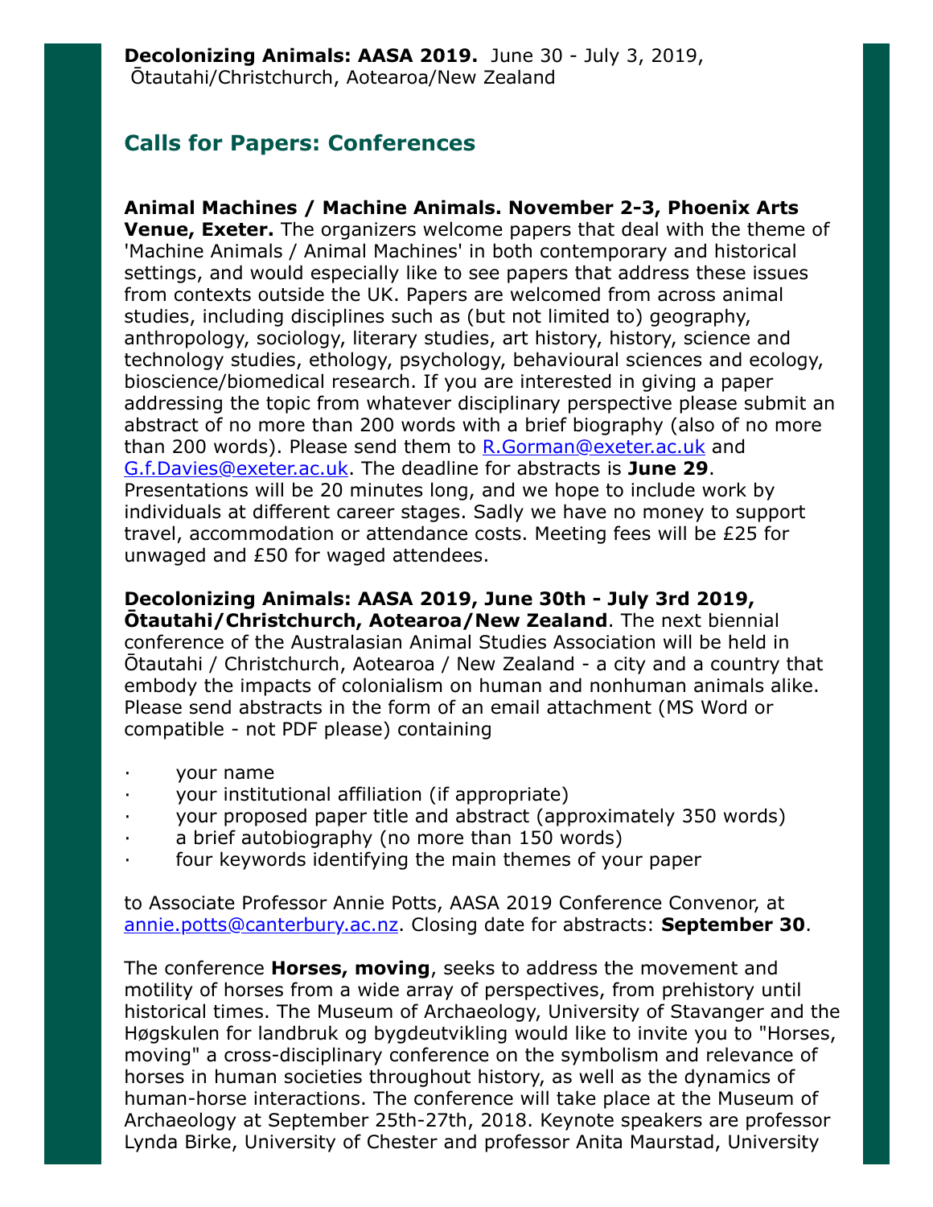**Decolonizing Animals: AASA 2019.** June 30 - July 3, 2019, Ōtautahi/Christchurch, Aotearoa/New Zealand

## Calls for Papers: Conferences

**Animal Machines / Machine Animals. November 2-3, Phoenix Arts Venue, Exeter.** The organizers welcome papers that deal with the theme of 'Machine Animals / Animal Machines' in both contemporary and historical settings, and would especially like to see papers that address these issues from contexts outside the UK. Papers are welcomed from across animal studies, including disciplines such as (but not limited to) geography, anthropology, sociology, literary studies, art history, history, science and technology studies, ethology, psychology, behavioural sciences and ecology, bioscience/biomedical research. If you are interested in giving a paper addressing the topic from whatever disciplinary perspective please submit an abstract of no more than 200 words with a brief biography (also of no more than 200 words). Please send them to R.Gorman@exeter.ac.uk and G.f.Davies@exeter.ac.uk. The deadline for abstracts is **June 29**. Presentations will be 20 minutes long, and we hope to include work by individuals at different career stages. Sadly we have no money to support travel, accommodation or attendance costs. Meeting fees will be £25 for unwaged and £50 for waged attendees.

**Decolonizing Animals: AASA 2019, June 30th - July 3rd 2019, Ōtautahi/Christchurch, Aotearoa/New Zealand**. The next biennial conference of the Australasian Animal Studies Association will be held in Ōtautahi / Christchurch, Aotearoa / New Zealand - a city and a country that embody the impacts of colonialism on human and nonhuman animals alike. Please send abstracts in the form of an email attachment (MS Word or compatible - not PDF please) containing

- your name
- your institutional affiliation (if appropriate)
- your proposed paper title and abstract (approximately 350 words)
- a brief autobiography (no more than 150 words)
- four keywords identifying the main themes of your paper

to Associate Professor Annie Potts, AASA 2019 Conference Convenor, at annie.potts@canterbury.ac.nz. Closing date for abstracts: **September 30**.

The conference **Horses, moving**, seeks to address the movement and motility of horses from a wide array of perspectives, from prehistory until historical times. The Museum of Archaeology, University of Stavanger and the Høgskulen for landbruk og bygdeutvikling would like to invite you to "Horses, moving" a cross-disciplinary conference on the symbolism and relevance of horses in human societies throughout history, as well as the dynamics of human-horse interactions. The conference will take place at the Museum of Archaeology at September 25th-27th, 2018. Keynote speakers are professor Lynda Birke, University of Chester and professor Anita Maurstad, University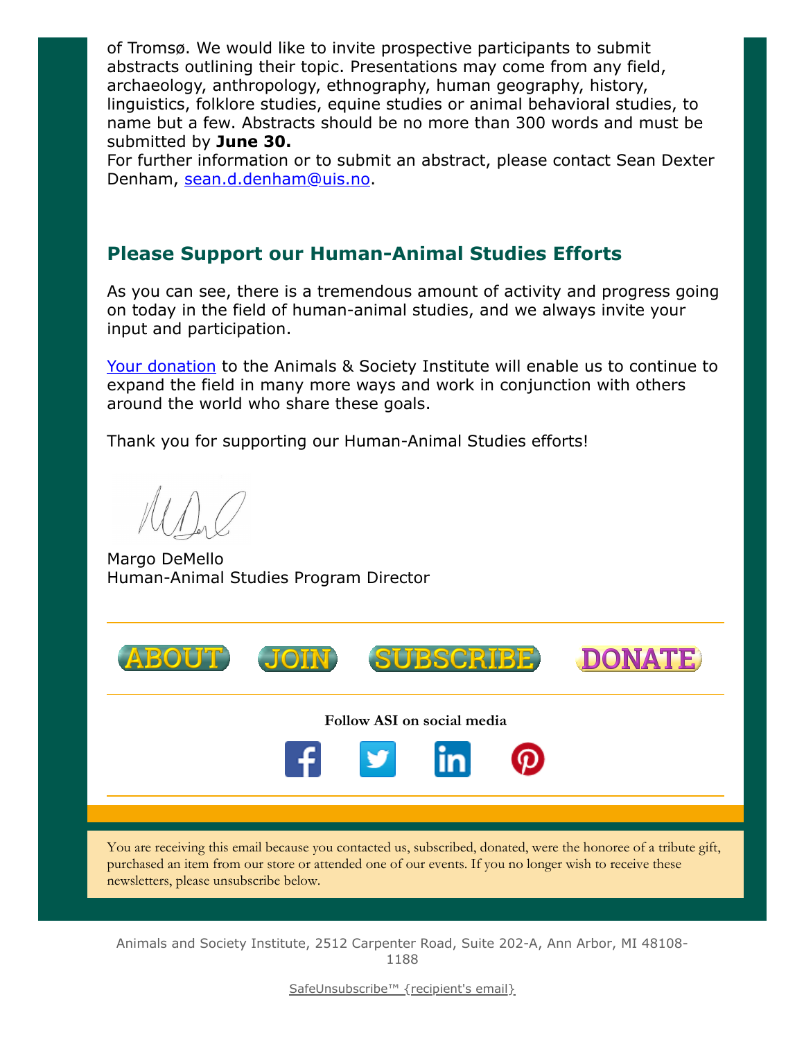of Tromsø. We would like to invite prospective participants to submit abstracts outlining their topic. Presentations may come from any field, archaeology, anthropology, ethnography, human geography, history, linguistics, folklore studies, equine studies or animal behavioral studies, to name but a few. Abstracts should be no more than 300 words and must be submitted by **June 30.**
For further information or to submit an abstract, please contact Sean Dexter Denham, sean.d.denham@uis.no.

## Please Support our Human-Animal Studies Efforts

As you can see, there is a tremendous amount of activity and progress going on today in the field of human-animal studies, and we always invite your input and participation.

Your donation to the Animals & Society Institute will enable us to continue to expand the field in many more ways and work in conjunction with others around the world who share these goals.

Thank you for supporting our Human-Animal Studies efforts!

Margo DeMello
Human-Animal Studies Program Director

ABOUT JOIN SUBSCRIBE DONATE

**Follow ASI on social media**

You are receiving this email because you contacted us, subscribed, donated, were the honoree of a tribute gift, purchased an item from our store or attended one of our events. If you no longer wish to receive these newsletters, please unsubscribe below.

Animals and Society Institute, 2512 Carpenter Road, Suite 202-A, Ann Arbor, MI 48108-1188

SafeUnsubscribe™ {recipient's email}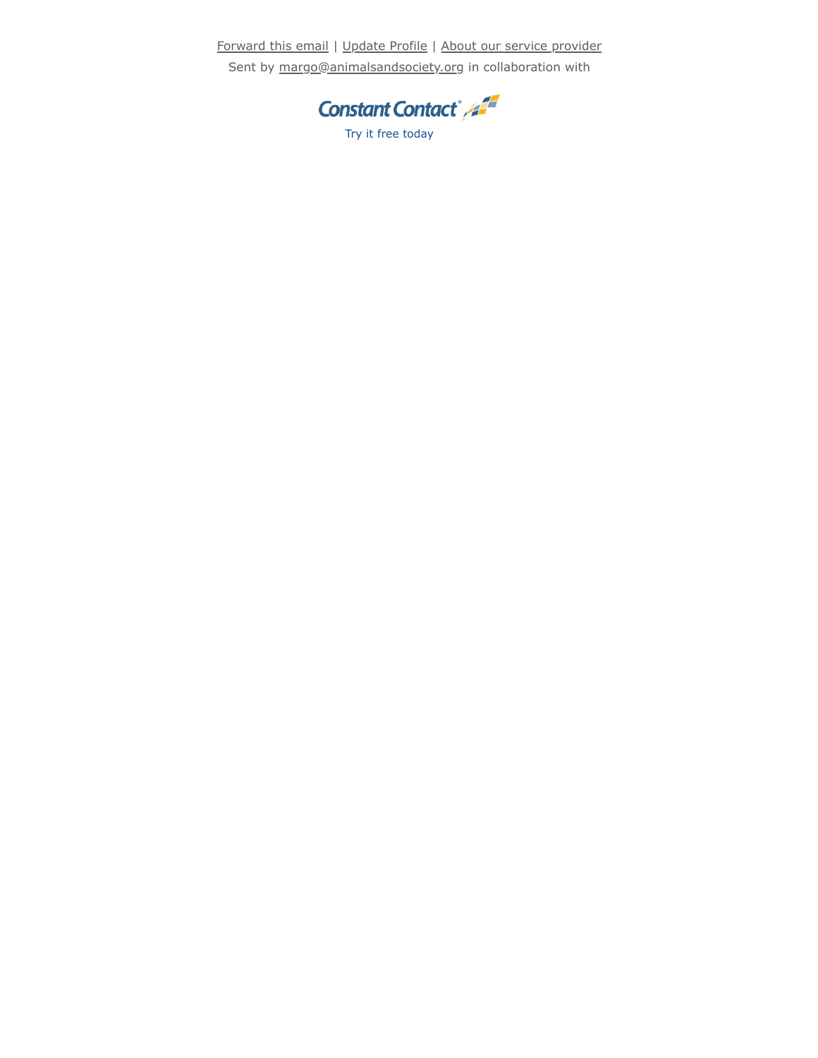Forward this email | Update Profile | About our service provider

Sent by margo@animalsandsociety.org in collaboration with

Constant Contact

Try it free today